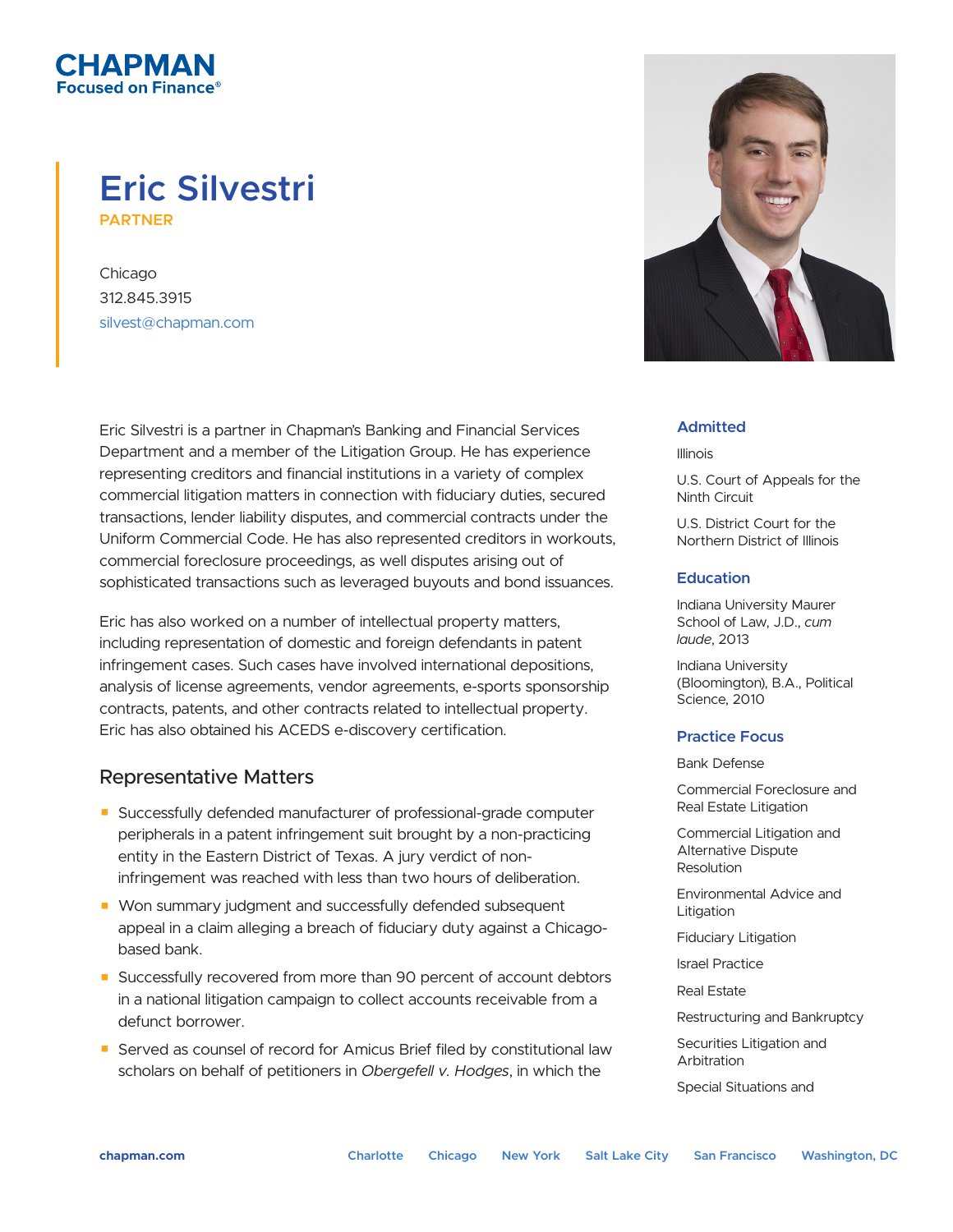CHAPMAN
Focused on Finance®

# Eric Silvestri

PARTNER

Chicago
312.845.3915
silvest@chapman.com

Eric Silvestri is a partner in Chapman's Banking and Financial Services Department and a member of the Litigation Group. He has experience representing creditors and financial institutions in a variety of complex commercial litigation matters in connection with fiduciary duties, secured transactions, lender liability disputes, and commercial contracts under the Uniform Commercial Code. He has also represented creditors in workouts, commercial foreclosure proceedings, as well disputes arising out of sophisticated transactions such as leveraged buyouts and bond issuances.

Eric has also worked on a number of intellectual property matters, including representation of domestic and foreign defendants in patent infringement cases. Such cases have involved international depositions, analysis of license agreements, vendor agreements, e-sports sponsorship contracts, patents, and other contracts related to intellectual property. Eric has also obtained his ACEDS e-discovery certification.

## Representative Matters

- Successfully defended manufacturer of professional-grade computer peripherals in a patent infringement suit brought by a non-practicing entity in the Eastern District of Texas. A jury verdict of non-infringement was reached with less than two hours of deliberation.
- Won summary judgment and successfully defended subsequent appeal in a claim alleging a breach of fiduciary duty against a Chicago-based bank.
- Successfully recovered from more than 90 percent of account debtors in a national litigation campaign to collect accounts receivable from a defunct borrower.
- Served as counsel of record for Amicus Brief filed by constitutional law scholars on behalf of petitioners in *Obergefell v. Hodges*, in which the

### Admitted

Illinois

U.S. Court of Appeals for the Ninth Circuit

U.S. District Court for the Northern District of Illinois

### Education

Indiana University Maurer School of Law, J.D., *cum laude*, 2013

Indiana University (Bloomington), B.A., Political Science, 2010

### Practice Focus

Bank Defense

Commercial Foreclosure and Real Estate Litigation

Commercial Litigation and Alternative Dispute Resolution

Environmental Advice and Litigation

Fiduciary Litigation

Israel Practice

Real Estate

Restructuring and Bankruptcy

Securities Litigation and Arbitration

Special Situations and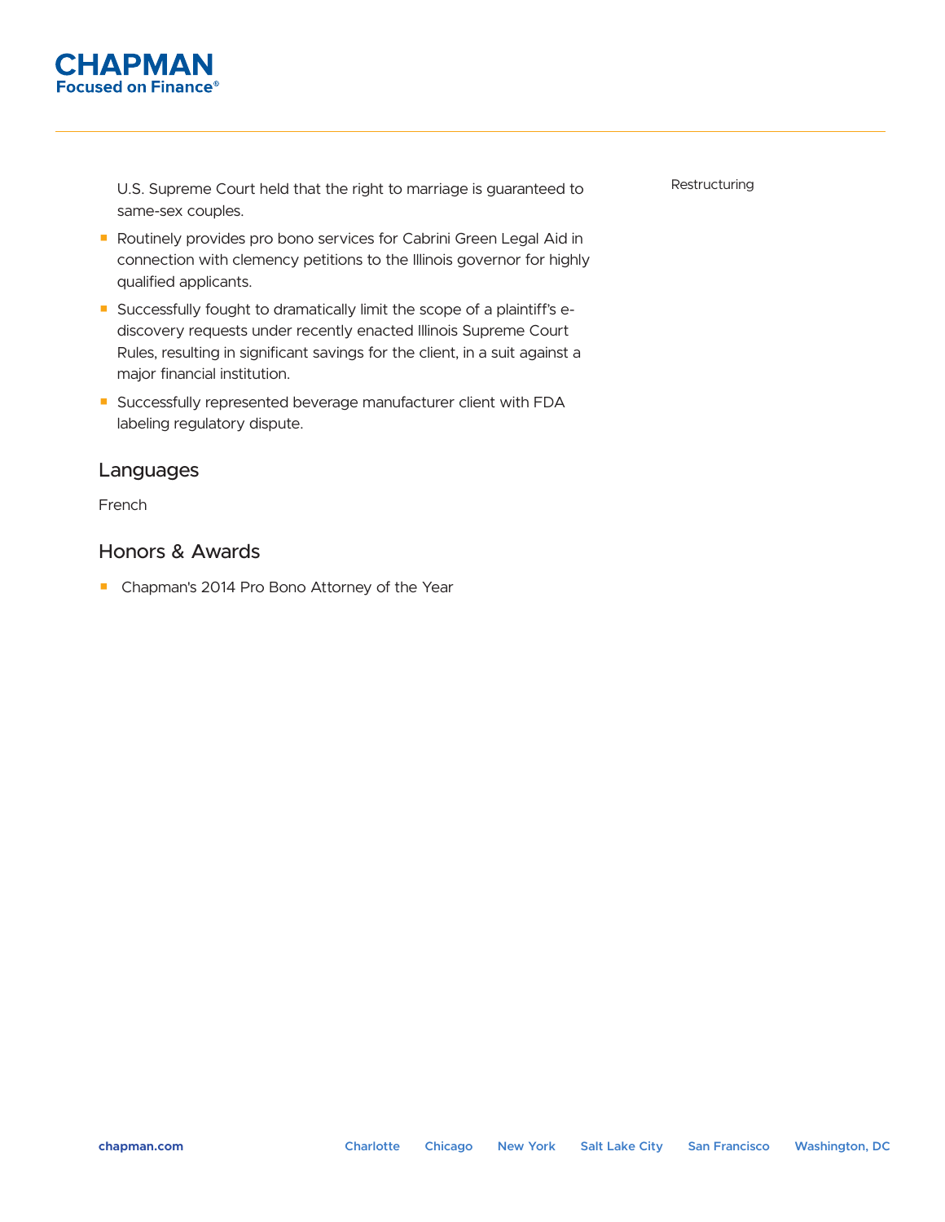U.S. Supreme Court held that the right to marriage is guaranteed to same-sex couples.

- Routinely provides pro bono services for Cabrini Green Legal Aid in connection with clemency petitions to the Illinois governor for highly qualified applicants.
- Successfully fought to dramatically limit the scope of a plaintiff's e-discovery requests under recently enacted Illinois Supreme Court Rules, resulting in significant savings for the client, in a suit against a major financial institution.
- Successfully represented beverage manufacturer client with FDA labeling regulatory dispute.

## Languages

French

## Honors & Awards

- Chapman's 2014 Pro Bono Attorney of the Year

Restructuring